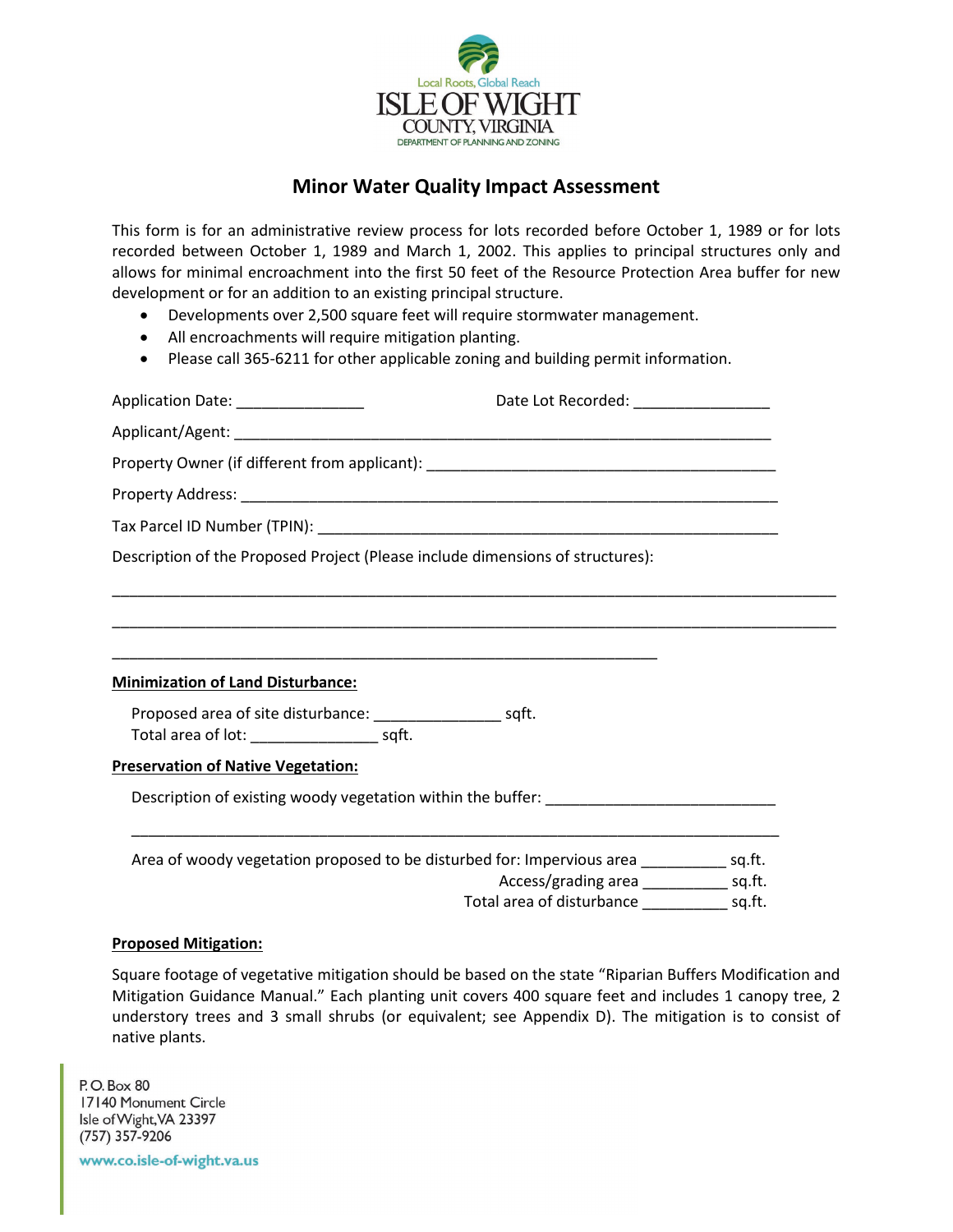Local Roots, Global Reach

ISLE OF WIGHT

COUNTY, VIRGINIA

DEPARTMENT OF PLANNING AND ZONING

# Minor Water Quality Impact Assessment

This form is for an administrative review process for lots recorded before October 1, 1989 or for lots recorded between October 1, 1989 and March 1, 2002. This applies to principal structures only and allows for minimal encroachment into the first 50 feet of the Resource Protection Area buffer for new development or for an addition to an existing principal structure.

- Developments over 2,500 square feet will require stormwater management.
- All encroachments will require mitigation planting.
- Please call 365-6211 for other applicable zoning and building permit information.

Application Date: _______________ Date Lot Recorded: ________________

Applicant/Agent: ________________________________________________________________

Property Owner (if different from applicant): _________________________________________

Property Address: _______________________________________________________________

Tax Parcel ID Number (TPIN): ______________________________________________________

Description of the Proposed Project (Please include dimensions of structures):

_____________________________________________________________________________________

_____________________________________________________________________________________

_________________________________________________________________

**Minimization of Land Disturbance:**

Proposed area of site disturbance: _______________ sqft.
Total area of lot: _______________ sqft.

**Preservation of Native Vegetation:**

Description of existing woody vegetation within the buffer: ___________________________

_____________________________________________________________________________

Area of woody vegetation proposed to be disturbed for: Impervious area __________ sq.ft.
Access/grading area __________ sq.ft.
Total area of disturbance __________ sq.ft.

**Proposed Mitigation:**

Square footage of vegetative mitigation should be based on the state "Riparian Buffers Modification and Mitigation Guidance Manual." Each planting unit covers 400 square feet and includes 1 canopy tree, 2 understory trees and 3 small shrubs (or equivalent; see Appendix D). The mitigation is to consist of native plants.

P. O. Box 80
17140 Monument Circle
Isle of Wight, VA 23397
(757) 357-9206

www.co.isle-of-wight.va.us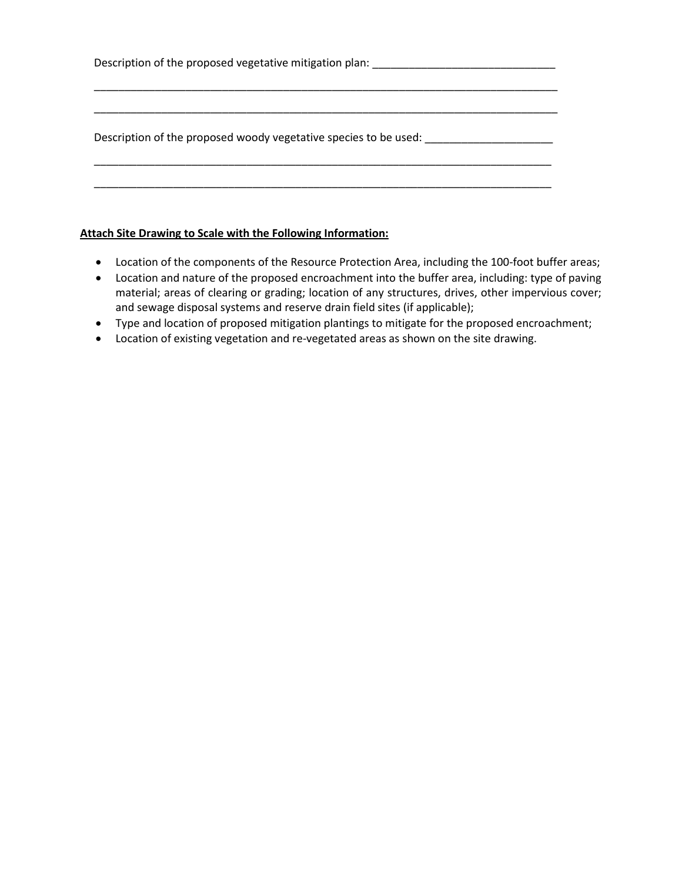Description of the proposed vegetative mitigation plan: ______________________________

________________________________________________________________________________

________________________________________________________________________________

Description of the proposed woody vegetative species to be used: _____________________

_______________________________________________________________________________

_______________________________________________________________________________

**Attach Site Drawing to Scale with the Following Information:**

- Location of the components of the Resource Protection Area, including the 100-foot buffer areas;
- Location and nature of the proposed encroachment into the buffer area, including: type of paving material; areas of clearing or grading; location of any structures, drives, other impervious cover; and sewage disposal systems and reserve drain field sites (if applicable);
- Type and location of proposed mitigation plantings to mitigate for the proposed encroachment;
- Location of existing vegetation and re-vegetated areas as shown on the site drawing.